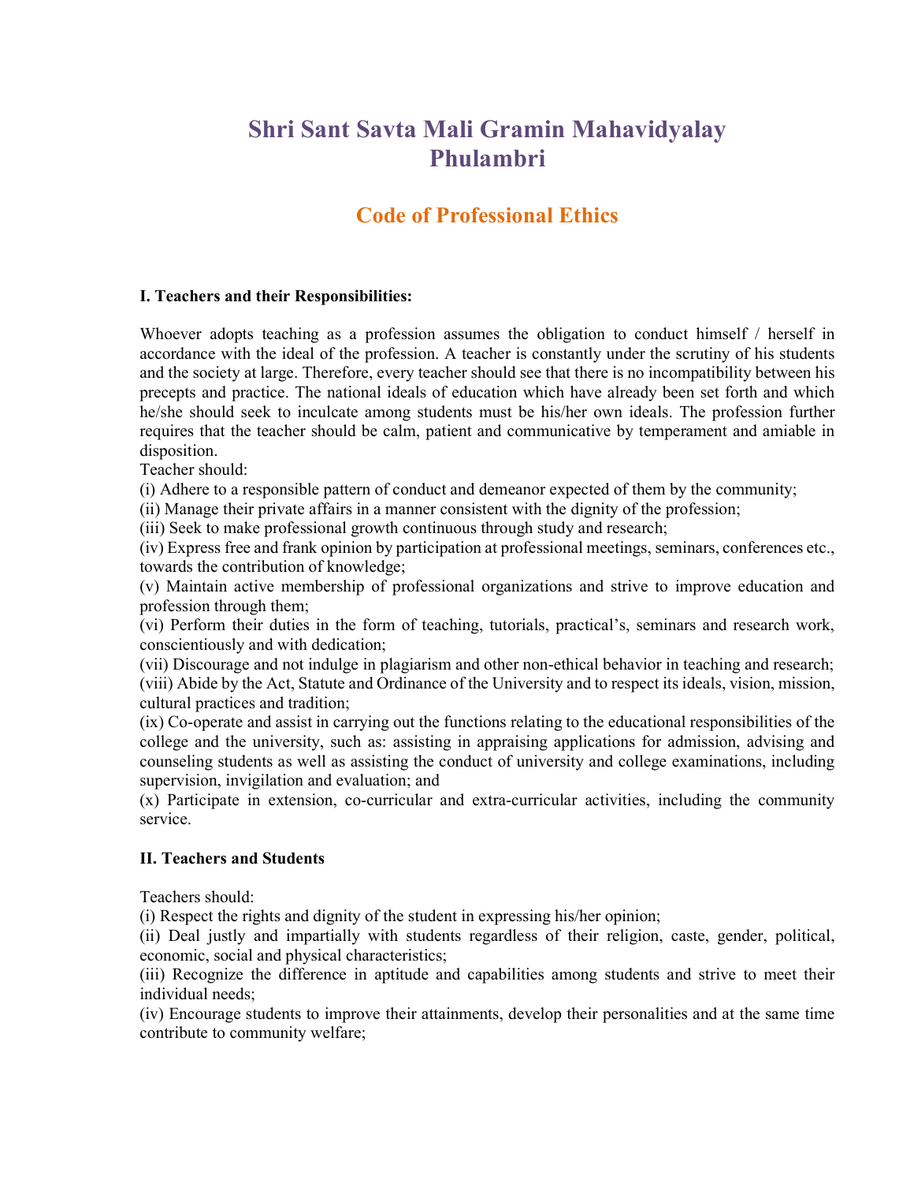# Shri Sant Savta Mali Gramin Mahavidyalay Phulambri

## Code of Professional Ethics

### I. Teachers and their Responsibilities:

Whoever adopts teaching as a profession assumes the obligation to conduct himself / herself in accordance with the ideal of the profession. A teacher is constantly under the scrutiny of his students and the society at large. Therefore, every teacher should see that there is no incompatibility between his precepts and practice. The national ideals of education which have already been set forth and which he/she should seek to inculcate among students must be his/her own ideals. The profession further requires that the teacher should be calm, patient and communicative by temperament and amiable in disposition.

Teacher should:

(i) Adhere to a responsible pattern of conduct and demeanor expected of them by the community;

(ii) Manage their private affairs in a manner consistent with the dignity of the profession;

(iii) Seek to make professional growth continuous through study and research;

(iv) Express free and frank opinion by participation at professional meetings, seminars, conferences etc., towards the contribution of knowledge;

(v) Maintain active membership of professional organizations and strive to improve education and profession through them;

(vi) Perform their duties in the form of teaching, tutorials, practical's, seminars and research work, conscientiously and with dedication;

(vii) Discourage and not indulge in plagiarism and other non-ethical behavior in teaching and research;

(viii) Abide by the Act, Statute and Ordinance of the University and to respect its ideals, vision, mission, cultural practices and tradition;

(ix) Co-operate and assist in carrying out the functions relating to the educational responsibilities of the college and the university, such as: assisting in appraising applications for admission, advising and counseling students as well as assisting the conduct of university and college examinations, including supervision, invigilation and evaluation; and

(x) Participate in extension, co-curricular and extra-curricular activities, including the community service.

### II. Teachers and Students

Teachers should:

(i) Respect the rights and dignity of the student in expressing his/her opinion;

(ii) Deal justly and impartially with students regardless of their religion, caste, gender, political, economic, social and physical characteristics;

(iii) Recognize the difference in aptitude and capabilities among students and strive to meet their individual needs;

(iv) Encourage students to improve their attainments, develop their personalities and at the same time contribute to community welfare;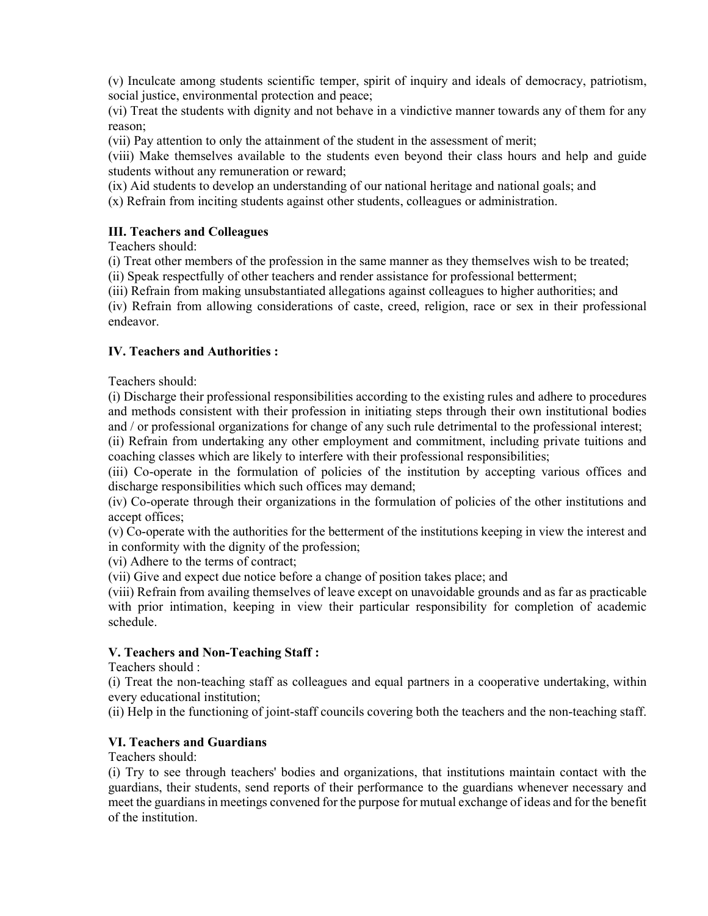(v) Inculcate among students scientific temper, spirit of inquiry and ideals of democracy, patriotism, social justice, environmental protection and peace;

(vi) Treat the students with dignity and not behave in a vindictive manner towards any of them for any reason;

(vii) Pay attention to only the attainment of the student in the assessment of merit;

(viii) Make themselves available to the students even beyond their class hours and help and guide students without any remuneration or reward;

(ix) Aid students to develop an understanding of our national heritage and national goals; and

(x) Refrain from inciting students against other students, colleagues or administration.

**III. Teachers and Colleagues**

Teachers should:

(i) Treat other members of the profession in the same manner as they themselves wish to be treated;

(ii) Speak respectfully of other teachers and render assistance for professional betterment;

(iii) Refrain from making unsubstantiated allegations against colleagues to higher authorities; and

(iv) Refrain from allowing considerations of caste, creed, religion, race or sex in their professional endeavor.

**IV. Teachers and Authorities :**

Teachers should:

(i) Discharge their professional responsibilities according to the existing rules and adhere to procedures and methods consistent with their profession in initiating steps through their own institutional bodies and / or professional organizations for change of any such rule detrimental to the professional interest;

(ii) Refrain from undertaking any other employment and commitment, including private tuitions and coaching classes which are likely to interfere with their professional responsibilities;

(iii) Co-operate in the formulation of policies of the institution by accepting various offices and discharge responsibilities which such offices may demand;

(iv) Co-operate through their organizations in the formulation of policies of the other institutions and accept offices;

(v) Co-operate with the authorities for the betterment of the institutions keeping in view the interest and in conformity with the dignity of the profession;

(vi) Adhere to the terms of contract;

(vii) Give and expect due notice before a change of position takes place; and

(viii) Refrain from availing themselves of leave except on unavoidable grounds and as far as practicable with prior intimation, keeping in view their particular responsibility for completion of academic schedule.

**V. Teachers and Non-Teaching Staff :**

Teachers should :

(i) Treat the non-teaching staff as colleagues and equal partners in a cooperative undertaking, within every educational institution;

(ii) Help in the functioning of joint-staff councils covering both the teachers and the non-teaching staff.

**VI. Teachers and Guardians**

Teachers should:

(i) Try to see through teachers' bodies and organizations, that institutions maintain contact with the guardians, their students, send reports of their performance to the guardians whenever necessary and meet the guardians in meetings convened for the purpose for mutual exchange of ideas and for the benefit of the institution.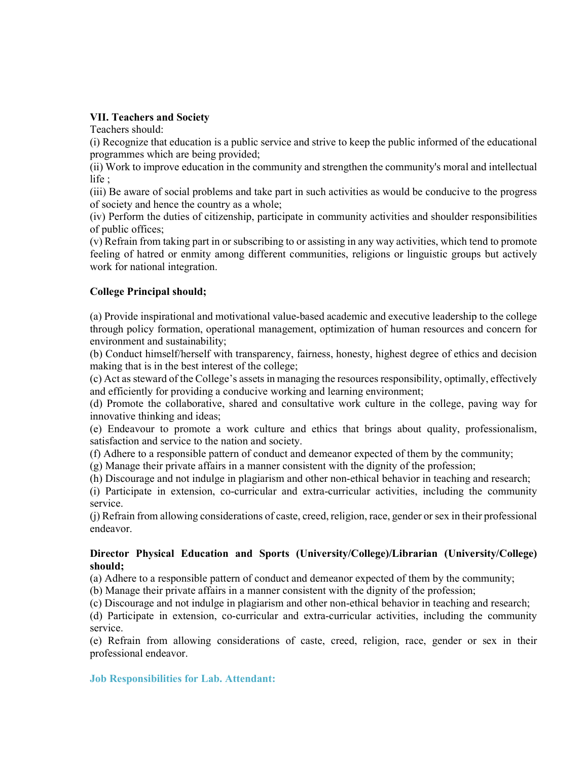**VII. Teachers and Society**

Teachers should:

(i) Recognize that education is a public service and strive to keep the public informed of the educational programmes which are being provided;

(ii) Work to improve education in the community and strengthen the community's moral and intellectual life ;

(iii) Be aware of social problems and take part in such activities as would be conducive to the progress of society and hence the country as a whole;

(iv) Perform the duties of citizenship, participate in community activities and shoulder responsibilities of public offices;

(v) Refrain from taking part in or subscribing to or assisting in any way activities, which tend to promote feeling of hatred or enmity among different communities, religions or linguistic groups but actively work for national integration.

**College Principal should;**

(a) Provide inspirational and motivational value-based academic and executive leadership to the college through policy formation, operational management, optimization of human resources and concern for environment and sustainability;

(b) Conduct himself/herself with transparency, fairness, honesty, highest degree of ethics and decision making that is in the best interest of the college;

(c) Act as steward of the College's assets in managing the resources responsibility, optimally, effectively and efficiently for providing a conducive working and learning environment;

(d) Promote the collaborative, shared and consultative work culture in the college, paving way for innovative thinking and ideas;

(e) Endeavour to promote a work culture and ethics that brings about quality, professionalism, satisfaction and service to the nation and society.

(f) Adhere to a responsible pattern of conduct and demeanor expected of them by the community;

(g) Manage their private affairs in a manner consistent with the dignity of the profession;

(h) Discourage and not indulge in plagiarism and other non-ethical behavior in teaching and research;

(i) Participate in extension, co-curricular and extra-curricular activities, including the community service.

(j) Refrain from allowing considerations of caste, creed, religion, race, gender or sex in their professional endeavor.

**Director Physical Education and Sports (University/College)/Librarian (University/College) should;**

(a) Adhere to a responsible pattern of conduct and demeanor expected of them by the community;

(b) Manage their private affairs in a manner consistent with the dignity of the profession;

(c) Discourage and not indulge in plagiarism and other non-ethical behavior in teaching and research;

(d) Participate in extension, co-curricular and extra-curricular activities, including the community service.

(e) Refrain from allowing considerations of caste, creed, religion, race, gender or sex in their professional endeavor.

**Job Responsibilities for Lab. Attendant:**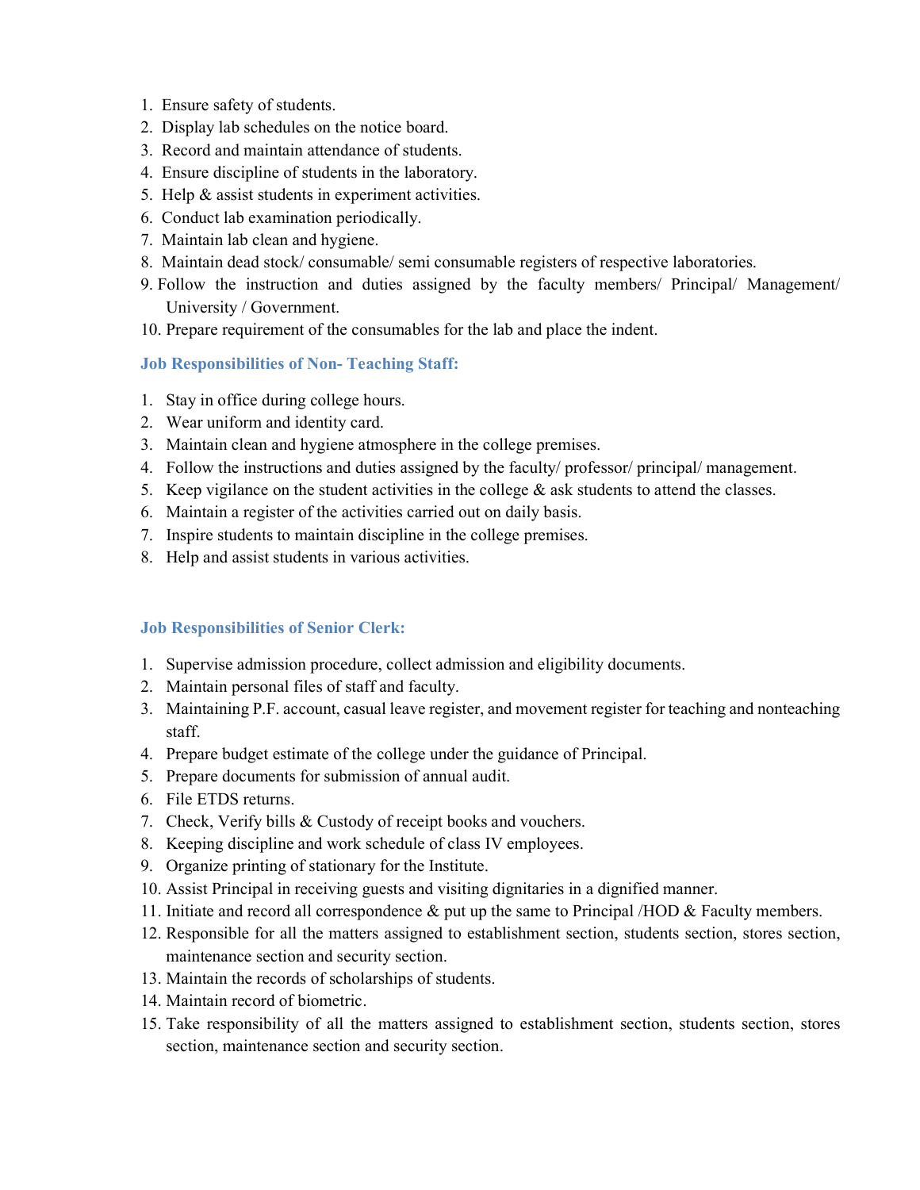1. Ensure safety of students.
2. Display lab schedules on the notice board.
3. Record and maintain attendance of students.
4. Ensure discipline of students in the laboratory.
5. Help & assist students in experiment activities.
6. Conduct lab examination periodically.
7. Maintain lab clean and hygiene.
8. Maintain dead stock/ consumable/ semi consumable registers of respective laboratories.
9. Follow the instruction and duties assigned by the faculty members/ Principal/ Management/ University / Government.
10. Prepare requirement of the consumables for the lab and place the indent.

### Job Responsibilities of Non- Teaching Staff:

1. Stay in office during college hours.
2. Wear uniform and identity card.
3. Maintain clean and hygiene atmosphere in the college premises.
4. Follow the instructions and duties assigned by the faculty/ professor/ principal/ management.
5. Keep vigilance on the student activities in the college & ask students to attend the classes.
6. Maintain a register of the activities carried out on daily basis.
7. Inspire students to maintain discipline in the college premises.
8. Help and assist students in various activities.

### Job Responsibilities of Senior Clerk:

1. Supervise admission procedure, collect admission and eligibility documents.
2. Maintain personal files of staff and faculty.
3. Maintaining P.F. account, casual leave register, and movement register for teaching and nonteaching staff.
4. Prepare budget estimate of the college under the guidance of Principal.
5. Prepare documents for submission of annual audit.
6. File ETDS returns.
7. Check, Verify bills & Custody of receipt books and vouchers.
8. Keeping discipline and work schedule of class IV employees.
9. Organize printing of stationary for the Institute.
10. Assist Principal in receiving guests and visiting dignitaries in a dignified manner.
11. Initiate and record all correspondence & put up the same to Principal /HOD & Faculty members.
12. Responsible for all the matters assigned to establishment section, students section, stores section, maintenance section and security section.
13. Maintain the records of scholarships of students.
14. Maintain record of biometric.
15. Take responsibility of all the matters assigned to establishment section, students section, stores section, maintenance section and security section.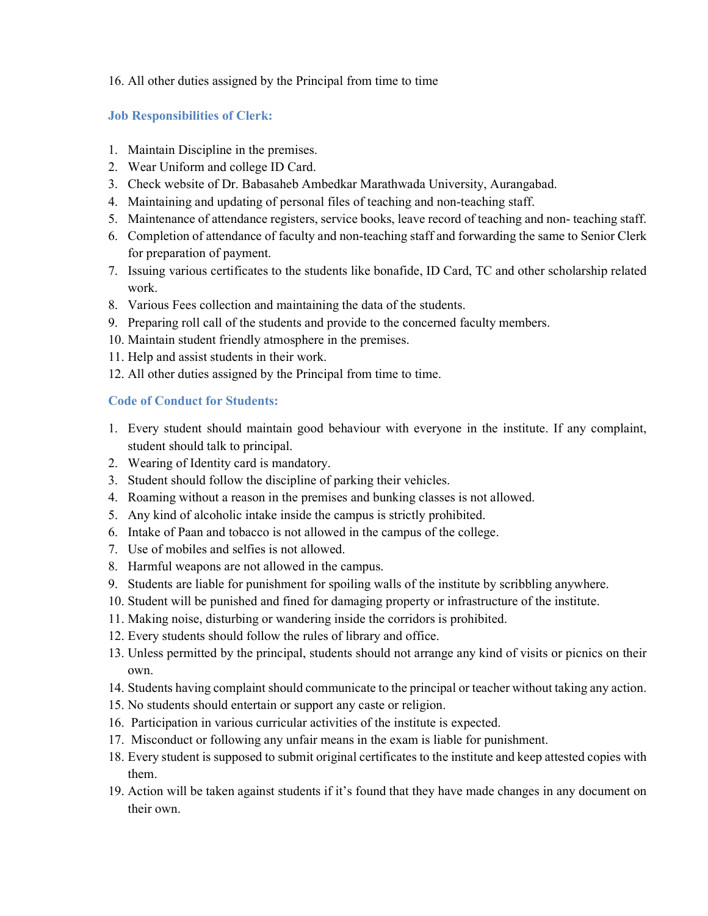16. All other duties assigned by the Principal from time to time

### Job Responsibilities of Clerk:

1. Maintain Discipline in the premises.
2. Wear Uniform and college ID Card.
3. Check website of Dr. Babasaheb Ambedkar Marathwada University, Aurangabad.
4. Maintaining and updating of personal files of teaching and non-teaching staff.
5. Maintenance of attendance registers, service books, leave record of teaching and non- teaching staff.
6. Completion of attendance of faculty and non-teaching staff and forwarding the same to Senior Clerk for preparation of payment.
7. Issuing various certificates to the students like bonafide, ID Card, TC and other scholarship related work.
8. Various Fees collection and maintaining the data of the students.
9. Preparing roll call of the students and provide to the concerned faculty members.
10. Maintain student friendly atmosphere in the premises.
11. Help and assist students in their work.
12. All other duties assigned by the Principal from time to time.

### Code of Conduct for Students:

1. Every student should maintain good behaviour with everyone in the institute. If any complaint, student should talk to principal.
2. Wearing of Identity card is mandatory.
3. Student should follow the discipline of parking their vehicles.
4. Roaming without a reason in the premises and bunking classes is not allowed.
5. Any kind of alcoholic intake inside the campus is strictly prohibited.
6. Intake of Paan and tobacco is not allowed in the campus of the college.
7. Use of mobiles and selfies is not allowed.
8. Harmful weapons are not allowed in the campus.
9. Students are liable for punishment for spoiling walls of the institute by scribbling anywhere.
10. Student will be punished and fined for damaging property or infrastructure of the institute.
11. Making noise, disturbing or wandering inside the corridors is prohibited.
12. Every students should follow the rules of library and office.
13. Unless permitted by the principal, students should not arrange any kind of visits or picnics on their own.
14. Students having complaint should communicate to the principal or teacher without taking any action.
15. No students should entertain or support any caste or religion.
16. Participation in various curricular activities of the institute is expected.
17. Misconduct or following any unfair means in the exam is liable for punishment.
18. Every student is supposed to submit original certificates to the institute and keep attested copies with them.
19. Action will be taken against students if it's found that they have made changes in any document on their own.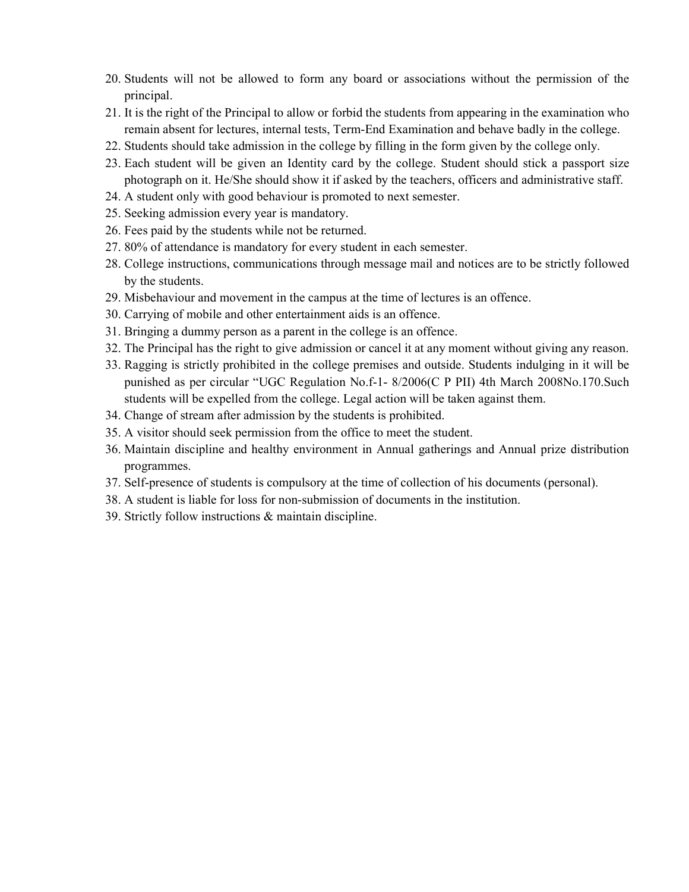20. Students will not be allowed to form any board or associations without the permission of the principal.
21. It is the right of the Principal to allow or forbid the students from appearing in the examination who remain absent for lectures, internal tests, Term-End Examination and behave badly in the college.
22. Students should take admission in the college by filling in the form given by the college only.
23. Each student will be given an Identity card by the college. Student should stick a passport size photograph on it. He/She should show it if asked by the teachers, officers and administrative staff.
24. A student only with good behaviour is promoted to next semester.
25. Seeking admission every year is mandatory.
26. Fees paid by the students while not be returned.
27. 80% of attendance is mandatory for every student in each semester.
28. College instructions, communications through message mail and notices are to be strictly followed by the students.
29. Misbehaviour and movement in the campus at the time of lectures is an offence.
30. Carrying of mobile and other entertainment aids is an offence.
31. Bringing a dummy person as a parent in the college is an offence.
32. The Principal has the right to give admission or cancel it at any moment without giving any reason.
33. Ragging is strictly prohibited in the college premises and outside. Students indulging in it will be punished as per circular "UGC Regulation No.f-1- 8/2006(C P PII) 4th March 2008No.170.Such students will be expelled from the college. Legal action will be taken against them.
34. Change of stream after admission by the students is prohibited.
35. A visitor should seek permission from the office to meet the student.
36. Maintain discipline and healthy environment in Annual gatherings and Annual prize distribution programmes.
37. Self-presence of students is compulsory at the time of collection of his documents (personal).
38. A student is liable for loss for non-submission of documents in the institution.
39. Strictly follow instructions & maintain discipline.